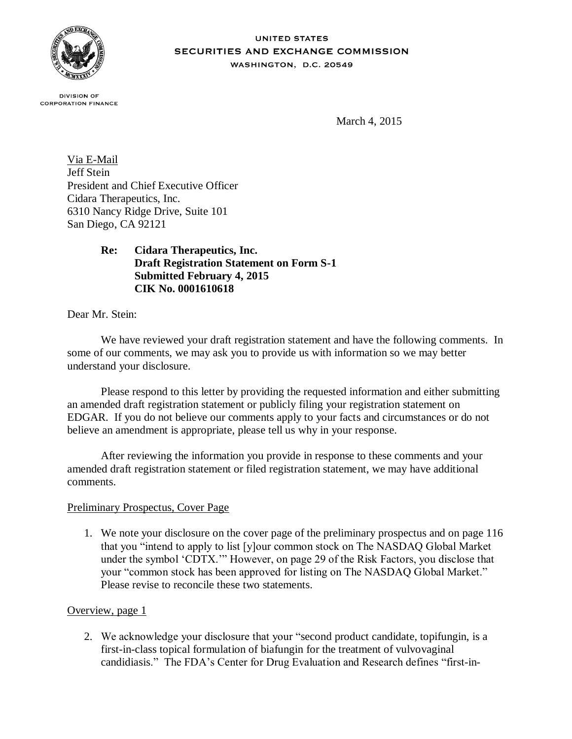UNITED STATES
SECURITIES AND EXCHANGE COMMISSION
WASHINGTON, D.C. 20549

DIVISION OF
CORPORATION FINANCE

March 4, 2015

Via E-Mail
Jeff Stein
President and Chief Executive Officer
Cidara Therapeutics, Inc.
6310 Nancy Ridge Drive, Suite 101
San Diego, CA 92121

**Re: Cidara Therapeutics, Inc.**
**Draft Registration Statement on Form S-1**
**Submitted February 4, 2015**
**CIK No. 0001610618**

Dear Mr. Stein:

We have reviewed your draft registration statement and have the following comments. In some of our comments, we may ask you to provide us with information so we may better understand your disclosure.

Please respond to this letter by providing the requested information and either submitting an amended draft registration statement or publicly filing your registration statement on EDGAR. If you do not believe our comments apply to your facts and circumstances or do not believe an amendment is appropriate, please tell us why in your response.

After reviewing the information you provide in response to these comments and your amended draft registration statement or filed registration statement, we may have additional comments.

Preliminary Prospectus, Cover Page

1. We note your disclosure on the cover page of the preliminary prospectus and on page 116 that you "intend to apply to list [y]our common stock on The NASDAQ Global Market under the symbol 'CDTX.'" However, on page 29 of the Risk Factors, you disclose that your "common stock has been approved for listing on The NASDAQ Global Market." Please revise to reconcile these two statements.

Overview, page 1

2. We acknowledge your disclosure that your "second product candidate, topifungin, is a first-in-class topical formulation of biafungin for the treatment of vulvovaginal candidiasis." The FDA's Center for Drug Evaluation and Research defines "first-in-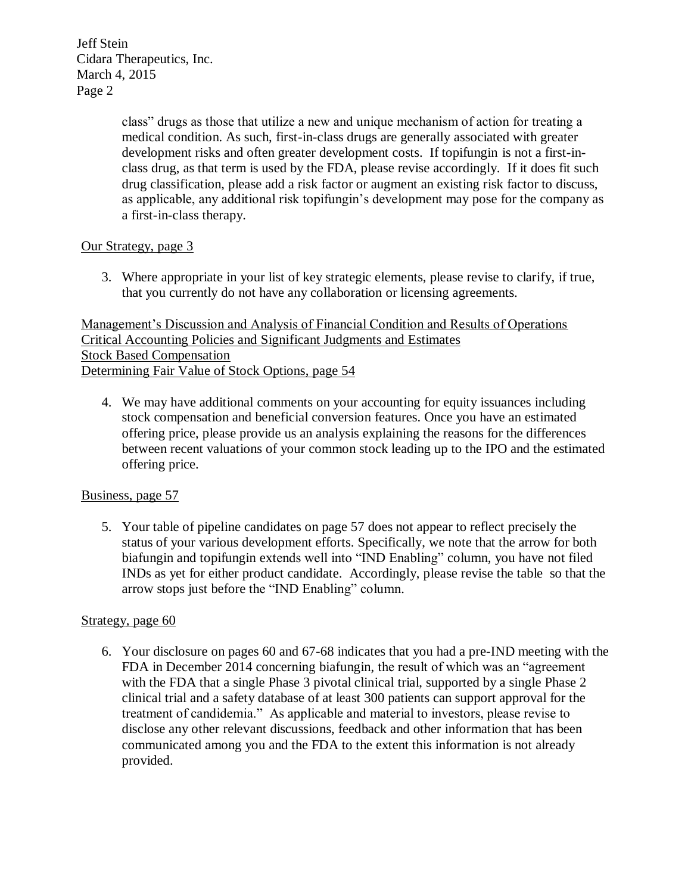class" drugs as those that utilize a new and unique mechanism of action for treating a medical condition. As such, first-in-class drugs are generally associated with greater development risks and often greater development costs. If topifungin is not a first-in-class drug, as that term is used by the FDA, please revise accordingly. If it does fit such drug classification, please add a risk factor or augment an existing risk factor to discuss, as applicable, any additional risk topifungin's development may pose for the company as a first-in-class therapy.

Our Strategy, page 3

3. Where appropriate in your list of key strategic elements, please revise to clarify, if true, that you currently do not have any collaboration or licensing agreements.

Management's Discussion and Analysis of Financial Condition and Results of Operations
Critical Accounting Policies and Significant Judgments and Estimates
Stock Based Compensation
Determining Fair Value of Stock Options, page 54

4. We may have additional comments on your accounting for equity issuances including stock compensation and beneficial conversion features. Once you have an estimated offering price, please provide us an analysis explaining the reasons for the differences between recent valuations of your common stock leading up to the IPO and the estimated offering price.

Business, page 57

5. Your table of pipeline candidates on page 57 does not appear to reflect precisely the status of your various development efforts. Specifically, we note that the arrow for both biafungin and topifungin extends well into "IND Enabling" column, you have not filed INDs as yet for either product candidate. Accordingly, please revise the table so that the arrow stops just before the "IND Enabling" column.

Strategy, page 60

6. Your disclosure on pages 60 and 67-68 indicates that you had a pre-IND meeting with the FDA in December 2014 concerning biafungin, the result of which was an "agreement with the FDA that a single Phase 3 pivotal clinical trial, supported by a single Phase 2 clinical trial and a safety database of at least 300 patients can support approval for the treatment of candidemia." As applicable and material to investors, please revise to disclose any other relevant discussions, feedback and other information that has been communicated among you and the FDA to the extent this information is not already provided.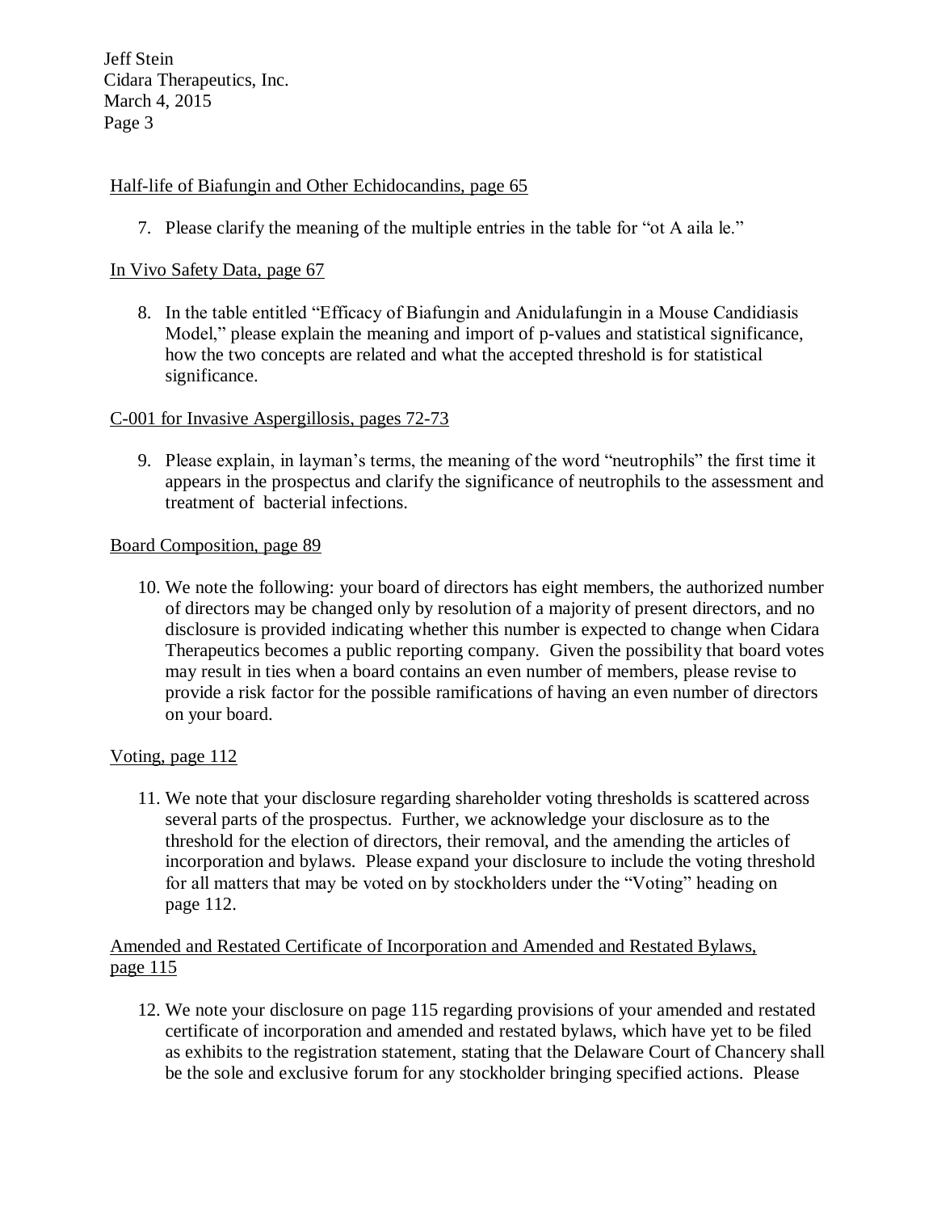<u>Half-life of Biafungin and Other Echidocandins, page 65</u>

7. Please clarify the meaning of the multiple entries in the table for "ot A aila le."

<u>In Vivo Safety Data, page 67</u>

8. In the table entitled "Efficacy of Biafungin and Anidulafungin in a Mouse Candidiasis Model," please explain the meaning and import of p-values and statistical significance, how the two concepts are related and what the accepted threshold is for statistical significance.

<u>C-001 for Invasive Aspergillosis, pages 72-73</u>

9. Please explain, in layman's terms, the meaning of the word "neutrophils" the first time it appears in the prospectus and clarify the significance of neutrophils to the assessment and treatment of bacterial infections.

<u>Board Composition, page 89</u>

10. We note the following: your board of directors has eight members, the authorized number of directors may be changed only by resolution of a majority of present directors, and no disclosure is provided indicating whether this number is expected to change when Cidara Therapeutics becomes a public reporting company. Given the possibility that board votes may result in ties when a board contains an even number of members, please revise to provide a risk factor for the possible ramifications of having an even number of directors on your board.

<u>Voting, page 112</u>

11. We note that your disclosure regarding shareholder voting thresholds is scattered across several parts of the prospectus. Further, we acknowledge your disclosure as to the threshold for the election of directors, their removal, and the amending the articles of incorporation and bylaws. Please expand your disclosure to include the voting threshold for all matters that may be voted on by stockholders under the "Voting" heading on page 112.

<u>Amended and Restated Certificate of Incorporation and Amended and Restated Bylaws, page 115</u>

12. We note your disclosure on page 115 regarding provisions of your amended and restated certificate of incorporation and amended and restated bylaws, which have yet to be filed as exhibits to the registration statement, stating that the Delaware Court of Chancery shall be the sole and exclusive forum for any stockholder bringing specified actions. Please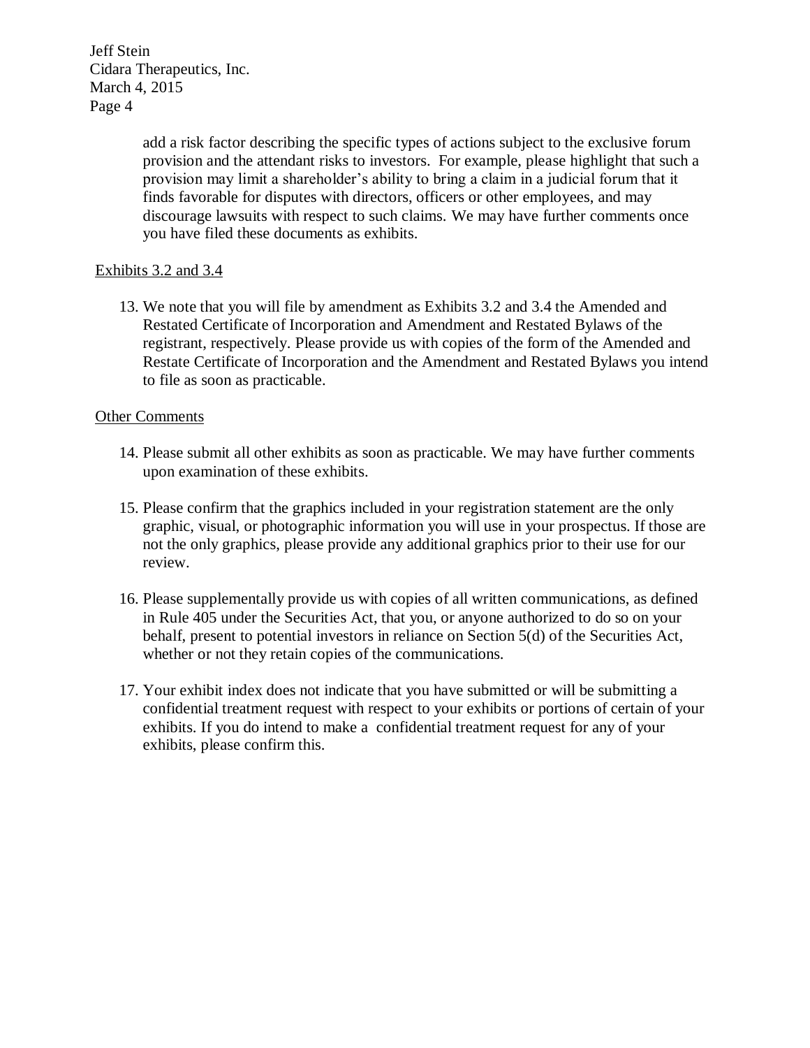add a risk factor describing the specific types of actions subject to the exclusive forum provision and the attendant risks to investors. For example, please highlight that such a provision may limit a shareholder's ability to bring a claim in a judicial forum that it finds favorable for disputes with directors, officers or other employees, and may discourage lawsuits with respect to such claims. We may have further comments once you have filed these documents as exhibits.

<u>Exhibits 3.2 and 3.4</u>

13. We note that you will file by amendment as Exhibits 3.2 and 3.4 the Amended and Restated Certificate of Incorporation and Amendment and Restated Bylaws of the registrant, respectively. Please provide us with copies of the form of the Amended and Restate Certificate of Incorporation and the Amendment and Restated Bylaws you intend to file as soon as practicable.

<u>Other Comments</u>

14. Please submit all other exhibits as soon as practicable. We may have further comments upon examination of these exhibits.

15. Please confirm that the graphics included in your registration statement are the only graphic, visual, or photographic information you will use in your prospectus. If those are not the only graphics, please provide any additional graphics prior to their use for our review.

16. Please supplementally provide us with copies of all written communications, as defined in Rule 405 under the Securities Act, that you, or anyone authorized to do so on your behalf, present to potential investors in reliance on Section 5(d) of the Securities Act, whether or not they retain copies of the communications.

17. Your exhibit index does not indicate that you have submitted or will be submitting a confidential treatment request with respect to your exhibits or portions of certain of your exhibits. If you do intend to make a confidential treatment request for any of your exhibits, please confirm this.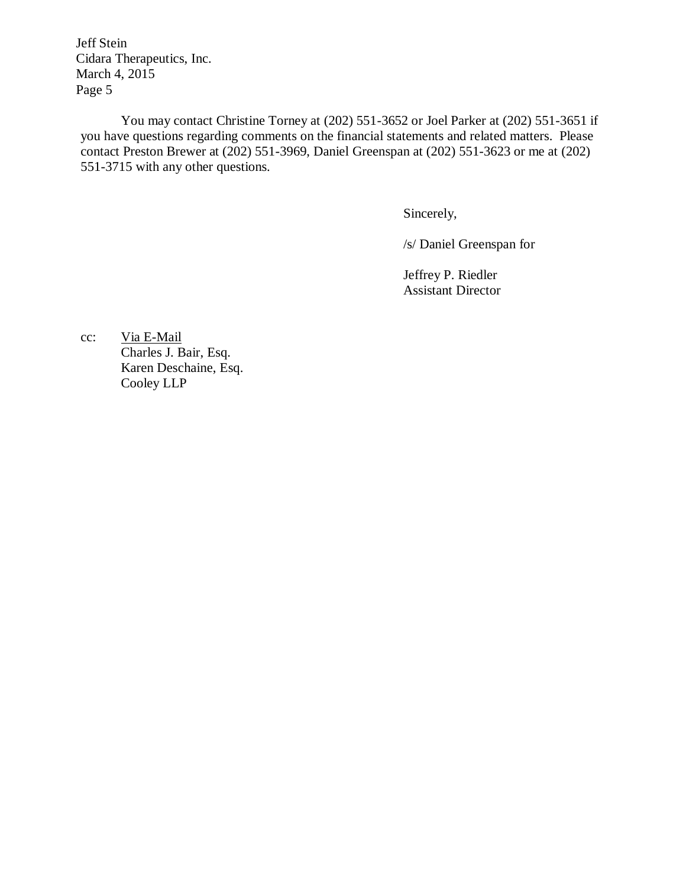You may contact Christine Torney at (202) 551-3652 or Joel Parker at (202) 551-3651 if you have questions regarding comments on the financial statements and related matters. Please contact Preston Brewer at (202) 551-3969, Daniel Greenspan at (202) 551-3623 or me at (202) 551-3715 with any other questions.

Sincerely,

/s/ Daniel Greenspan for

Jeffrey P. Riedler
Assistant Director

cc: Via E-Mail
Charles J. Bair, Esq.
Karen Deschaine, Esq.
Cooley LLP